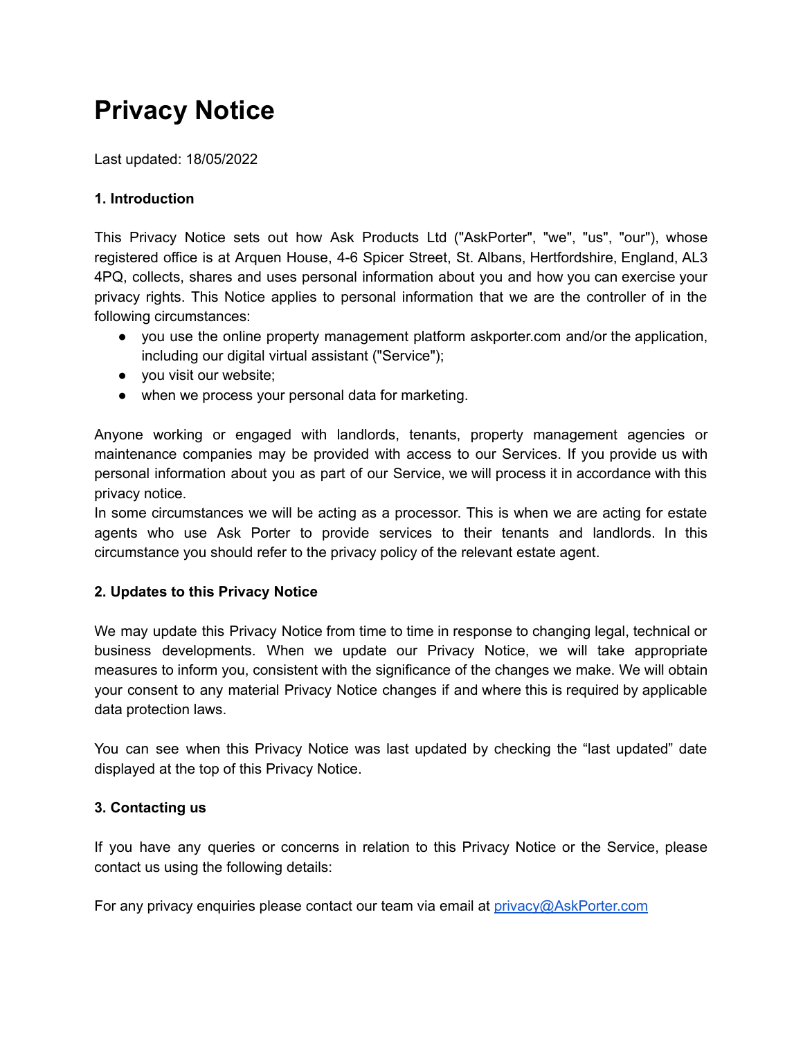# Privacy Notice

Last updated: 18/05/2022

**1. Introduction**

This Privacy Notice sets out how Ask Products Ltd ("AskPorter", "we", "us", "our"), whose registered office is at Arquen House, 4-6 Spicer Street, St. Albans, Hertfordshire, England, AL3 4PQ, collects, shares and uses personal information about you and how you can exercise your privacy rights. This Notice applies to personal information that we are the controller of in the following circumstances:

- you use the online property management platform askporter.com and/or the application, including our digital virtual assistant ("Service");
- you visit our website;
- when we process your personal data for marketing.

Anyone working or engaged with landlords, tenants, property management agencies or maintenance companies may be provided with access to our Services. If you provide us with personal information about you as part of our Service, we will process it in accordance with this privacy notice.
In some circumstances we will be acting as a processor. This is when we are acting for estate agents who use Ask Porter to provide services to their tenants and landlords. In this circumstance you should refer to the privacy policy of the relevant estate agent.

**2. Updates to this Privacy Notice**

We may update this Privacy Notice from time to time in response to changing legal, technical or business developments. When we update our Privacy Notice, we will take appropriate measures to inform you, consistent with the significance of the changes we make. We will obtain your consent to any material Privacy Notice changes if and where this is required by applicable data protection laws.

You can see when this Privacy Notice was last updated by checking the "last updated" date displayed at the top of this Privacy Notice.

**3. Contacting us**

If you have any queries or concerns in relation to this Privacy Notice or the Service, please contact us using the following details:

For any privacy enquiries please contact our team via email at privacy@AskPorter.com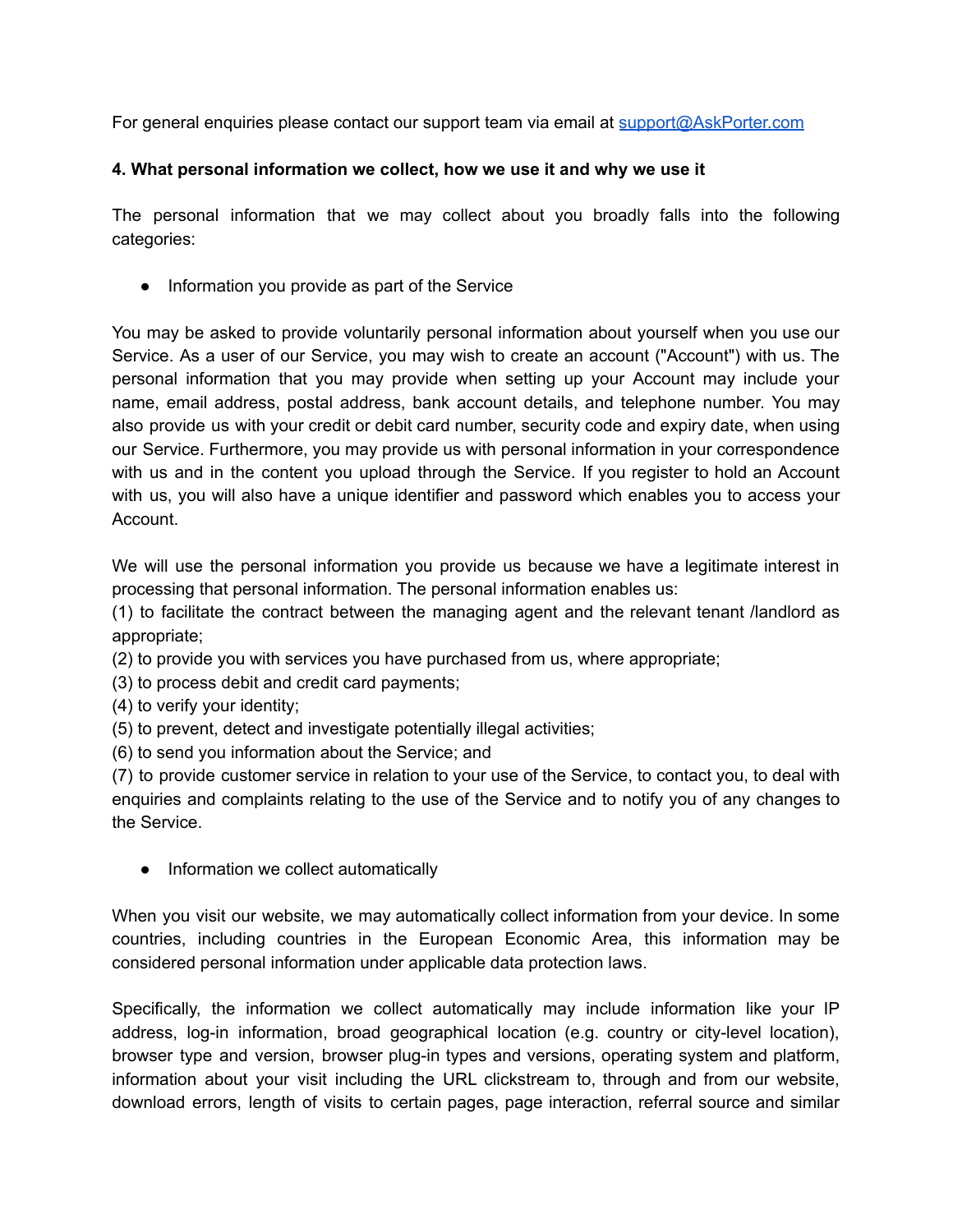For general enquiries please contact our support team via email at [support@AskPorter.com](mailto:support@AskPorter.com)

**4. What personal information we collect, how we use it and why we use it**

The personal information that we may collect about you broadly falls into the following categories:

- Information you provide as part of the Service

You may be asked to provide voluntarily personal information about yourself when you use our Service. As a user of our Service, you may wish to create an account ("Account") with us. The personal information that you may provide when setting up your Account may include your name, email address, postal address, bank account details, and telephone number. You may also provide us with your credit or debit card number, security code and expiry date, when using our Service. Furthermore, you may provide us with personal information in your correspondence with us and in the content you upload through the Service. If you register to hold an Account with us, you will also have a unique identifier and password which enables you to access your Account.

We will use the personal information you provide us because we have a legitimate interest in processing that personal information. The personal information enables us:
(1) to facilitate the contract between the managing agent and the relevant tenant /landlord as appropriate;
(2) to provide you with services you have purchased from us, where appropriate;
(3) to process debit and credit card payments;
(4) to verify your identity;
(5) to prevent, detect and investigate potentially illegal activities;
(6) to send you information about the Service; and
(7) to provide customer service in relation to your use of the Service, to contact you, to deal with enquiries and complaints relating to the use of the Service and to notify you of any changes to the Service.

- Information we collect automatically

When you visit our website, we may automatically collect information from your device. In some countries, including countries in the European Economic Area, this information may be considered personal information under applicable data protection laws.

Specifically, the information we collect automatically may include information like your IP address, log-in information, broad geographical location (e.g. country or city-level location), browser type and version, browser plug-in types and versions, operating system and platform, information about your visit including the URL clickstream to, through and from our website, download errors, length of visits to certain pages, page interaction, referral source and similar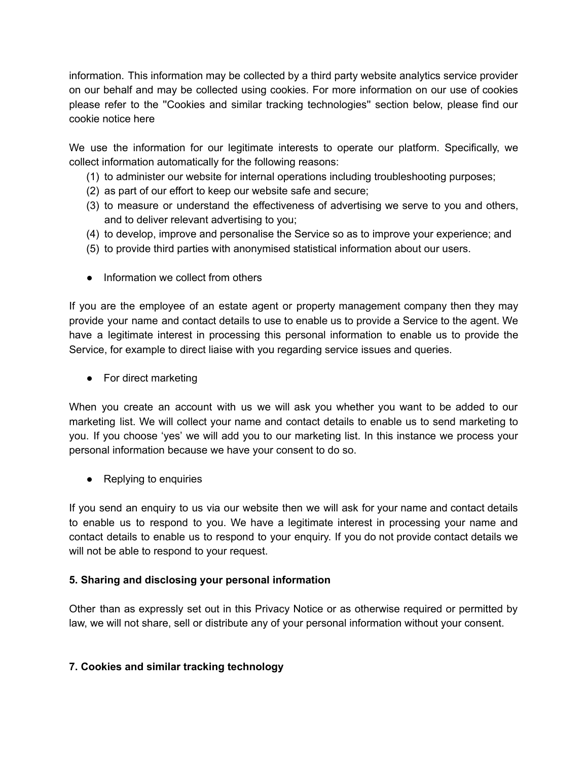information. This information may be collected by a third party website analytics service provider on our behalf and may be collected using cookies. For more information on our use of cookies please refer to the "Cookies and similar tracking technologies" section below, please find our cookie notice here

We use the information for our legitimate interests to operate our platform. Specifically, we collect information automatically for the following reasons:

(1) to administer our website for internal operations including troubleshooting purposes;
(2) as part of our effort to keep our website safe and secure;
(3) to measure or understand the effectiveness of advertising we serve to you and others, and to deliver relevant advertising to you;
(4) to develop, improve and personalise the Service so as to improve your experience; and
(5) to provide third parties with anonymised statistical information about our users.

- Information we collect from others

If you are the employee of an estate agent or property management company then they may provide your name and contact details to use to enable us to provide a Service to the agent. We have a legitimate interest in processing this personal information to enable us to provide the Service, for example to direct liaise with you regarding service issues and queries.

- For direct marketing

When you create an account with us we will ask you whether you want to be added to our marketing list. We will collect your name and contact details to enable us to send marketing to you. If you choose 'yes' we will add you to our marketing list. In this instance we process your personal information because we have your consent to do so.

- Replying to enquiries

If you send an enquiry to us via our website then we will ask for your name and contact details to enable us to respond to you. We have a legitimate interest in processing your name and contact details to enable us to respond to your enquiry. If you do not provide contact details we will not be able to respond to your request.

**5. Sharing and disclosing your personal information**

Other than as expressly set out in this Privacy Notice or as otherwise required or permitted by law, we will not share, sell or distribute any of your personal information without your consent.

**7. Cookies and similar tracking technology**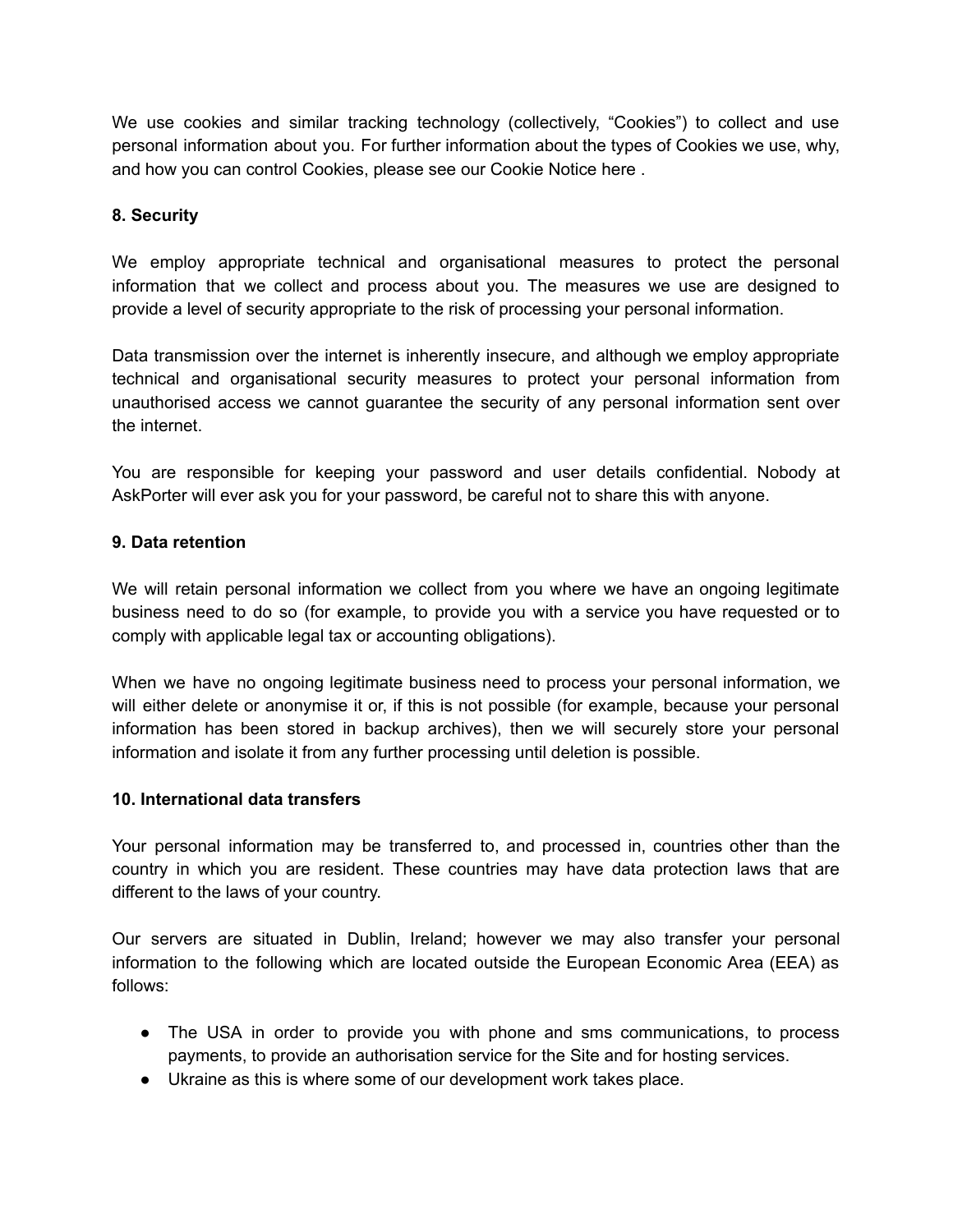We use cookies and similar tracking technology (collectively, “Cookies”) to collect and use personal information about you. For further information about the types of Cookies we use, why, and how you can control Cookies, please see our Cookie Notice here .

**8. Security**

We employ appropriate technical and organisational measures to protect the personal information that we collect and process about you. The measures we use are designed to provide a level of security appropriate to the risk of processing your personal information.

Data transmission over the internet is inherently insecure, and although we employ appropriate technical and organisational security measures to protect your personal information from unauthorised access we cannot guarantee the security of any personal information sent over the internet.

You are responsible for keeping your password and user details confidential. Nobody at AskPorter will ever ask you for your password, be careful not to share this with anyone.

**9. Data retention**

We will retain personal information we collect from you where we have an ongoing legitimate business need to do so (for example, to provide you with a service you have requested or to comply with applicable legal tax or accounting obligations).

When we have no ongoing legitimate business need to process your personal information, we will either delete or anonymise it or, if this is not possible (for example, because your personal information has been stored in backup archives), then we will securely store your personal information and isolate it from any further processing until deletion is possible.

**10. International data transfers**

Your personal information may be transferred to, and processed in, countries other than the country in which you are resident. These countries may have data protection laws that are different to the laws of your country.

Our servers are situated in Dublin, Ireland; however we may also transfer your personal information to the following which are located outside the European Economic Area (EEA) as follows:

- The USA in order to provide you with phone and sms communications, to process payments, to provide an authorisation service for the Site and for hosting services.
- Ukraine as this is where some of our development work takes place.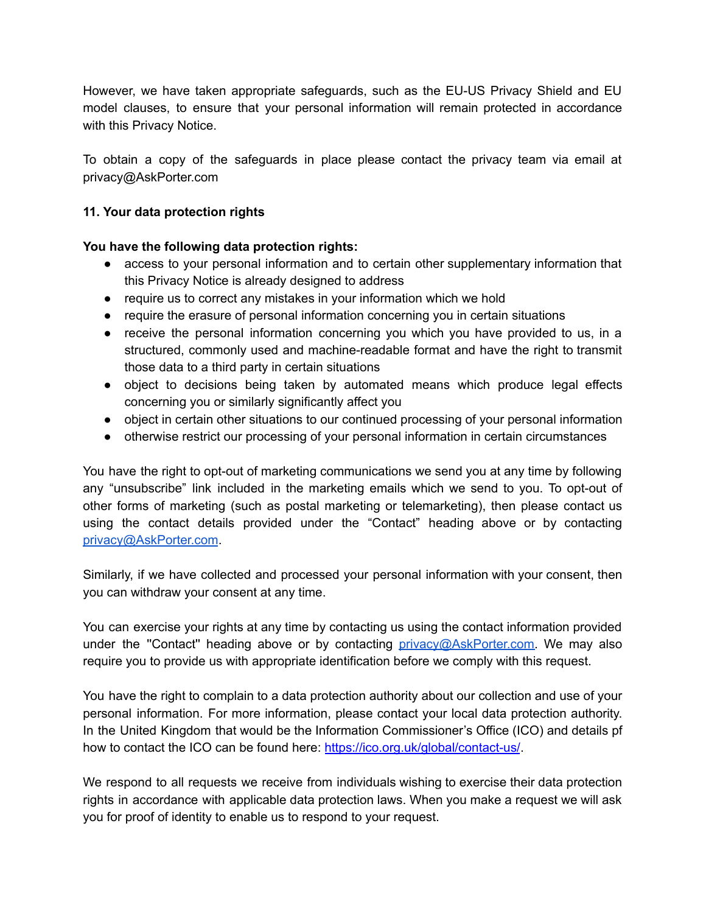However, we have taken appropriate safeguards, such as the EU-US Privacy Shield and EU model clauses, to ensure that your personal information will remain protected in accordance with this Privacy Notice.

To obtain a copy of the safeguards in place please contact the privacy team via email at privacy@AskPorter.com

## 11. Your data protection rights

**You have the following data protection rights:**

- access to your personal information and to certain other supplementary information that this Privacy Notice is already designed to address
- require us to correct any mistakes in your information which we hold
- require the erasure of personal information concerning you in certain situations
- receive the personal information concerning you which you have provided to us, in a structured, commonly used and machine-readable format and have the right to transmit those data to a third party in certain situations
- object to decisions being taken by automated means which produce legal effects concerning you or similarly significantly affect you
- object in certain other situations to our continued processing of your personal information
- otherwise restrict our processing of your personal information in certain circumstances

You have the right to opt-out of marketing communications we send you at any time by following any "unsubscribe" link included in the marketing emails which we send to you. To opt-out of other forms of marketing (such as postal marketing or telemarketing), then please contact us using the contact details provided under the "Contact" heading above or by contacting [privacy@AskPorter.com](mailto:privacy@AskPorter.com).

Similarly, if we have collected and processed your personal information with your consent, then you can withdraw your consent at any time.

You can exercise your rights at any time by contacting us using the contact information provided under the "Contact" heading above or by contacting [privacy@AskPorter.com](mailto:privacy@AskPorter.com). We may also require you to provide us with appropriate identification before we comply with this request.

You have the right to complain to a data protection authority about our collection and use of your personal information. For more information, please contact your local data protection authority. In the United Kingdom that would be the Information Commissioner's Office (ICO) and details pf how to contact the ICO can be found here: [https://ico.org.uk/global/contact-us/](https://ico.org.uk/global/contact-us/).

We respond to all requests we receive from individuals wishing to exercise their data protection rights in accordance with applicable data protection laws. When you make a request we will ask you for proof of identity to enable us to respond to your request.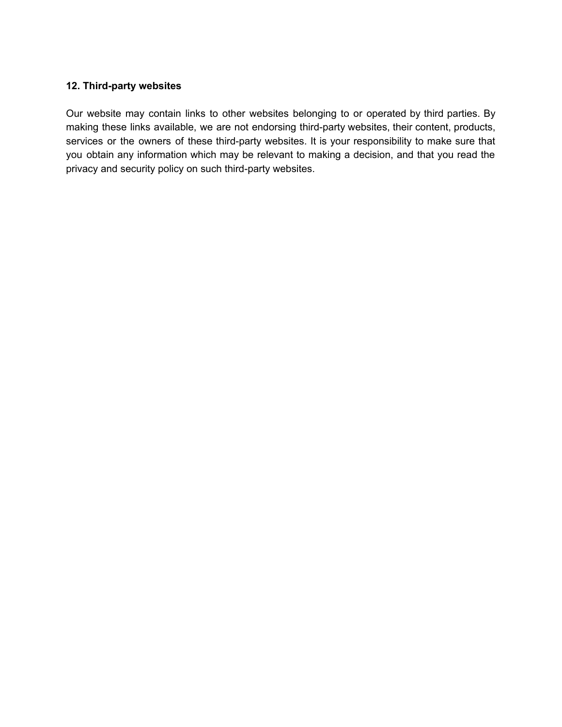**12. Third-party websites**

Our website may contain links to other websites belonging to or operated by third parties. By making these links available, we are not endorsing third-party websites, their content, products, services or the owners of these third-party websites. It is your responsibility to make sure that you obtain any information which may be relevant to making a decision, and that you read the privacy and security policy on such third-party websites.